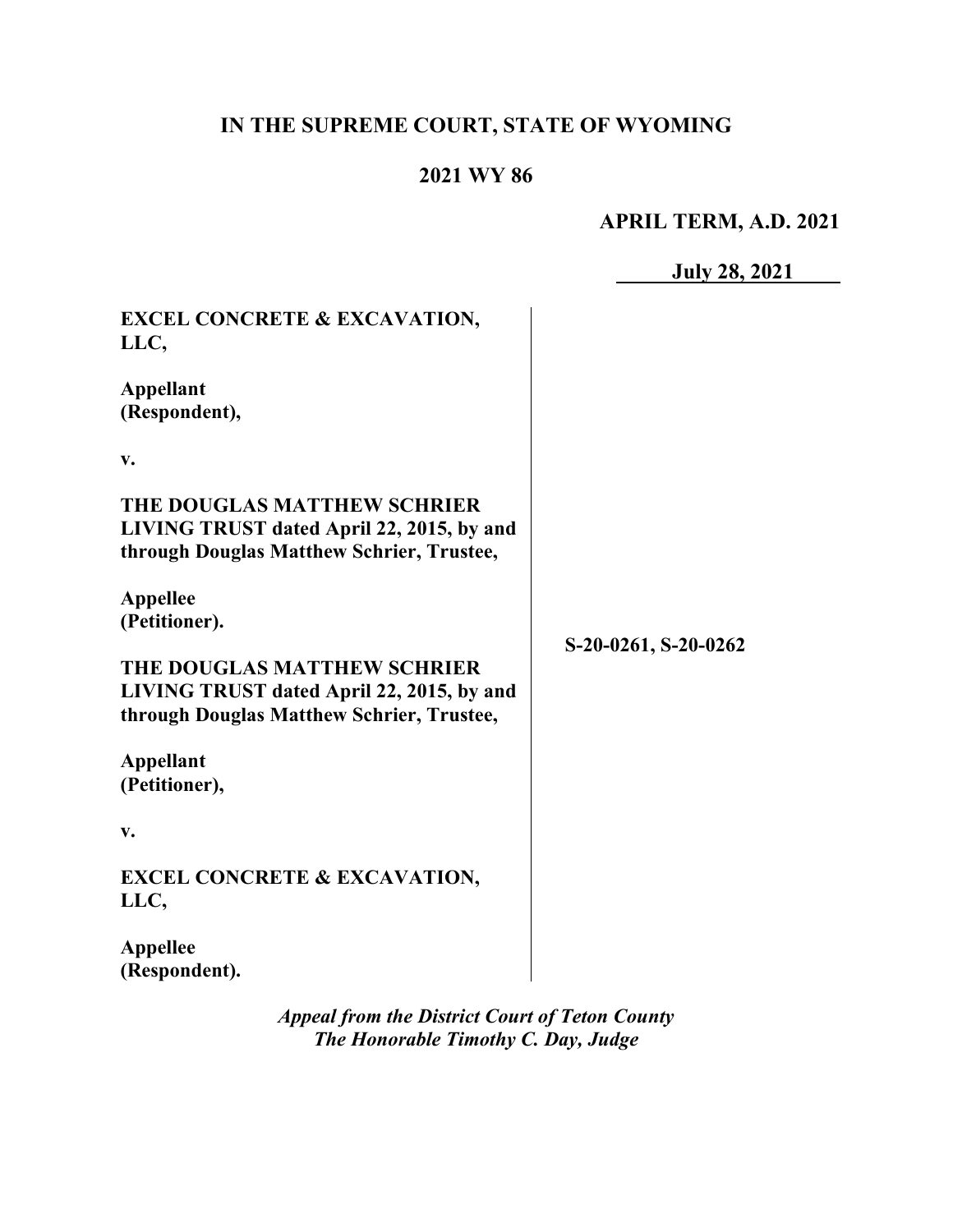**IN THE SUPREME COURT, STATE OF WYOMING**

**2021 WY 86**

**APRIL TERM, A.D. 2021**

**July 28, 2021**

**EXCEL CONCRETE & EXCAVATION, LLC,**

**Appellant (Respondent),**

**v.**

**THE DOUGLAS MATTHEW SCHRIER LIVING TRUST dated April 22, 2015, by and through Douglas Matthew Schrier, Trustee,**

**Appellee (Petitioner).**

**THE DOUGLAS MATTHEW SCHRIER LIVING TRUST dated April 22, 2015, by and through Douglas Matthew Schrier, Trustee,**

**Appellant (Petitioner),**

**v.**

**EXCEL CONCRETE & EXCAVATION, LLC,**

**Appellee (Respondent).**

**S-20-0261, S-20-0262**

***Appeal from the District Court of Teton County***
***The Honorable Timothy C. Day, Judge***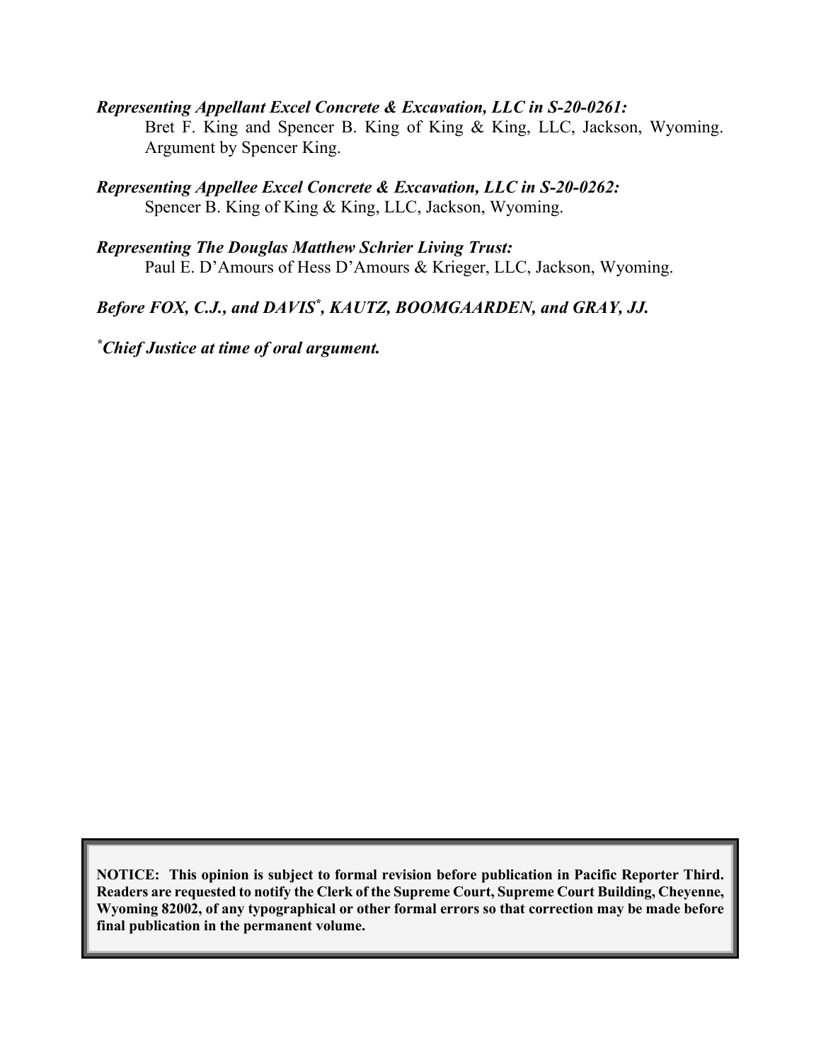***Representing Appellant Excel Concrete & Excavation, LLC in S-20-0261:***
Bret F. King and Spencer B. King of King & King, LLC, Jackson, Wyoming. Argument by Spencer King.

***Representing Appellee Excel Concrete & Excavation, LLC in S-20-0262:***
Spencer B. King of King & King, LLC, Jackson, Wyoming.

***Representing The Douglas Matthew Schrier Living Trust:***
Paul E. D'Amours of Hess D'Amours & Krieger, LLC, Jackson, Wyoming.

***Before FOX, C.J., and DAVIS\*, KAUTZ, BOOMGAARDEN, and GRAY, JJ.***

*\*Chief Justice at time of oral argument.*

**NOTICE: This opinion is subject to formal revision before publication in Pacific Reporter Third. Readers are requested to notify the Clerk of the Supreme Court, Supreme Court Building, Cheyenne, Wyoming 82002, of any typographical or other formal errors so that correction may be made before final publication in the permanent volume.**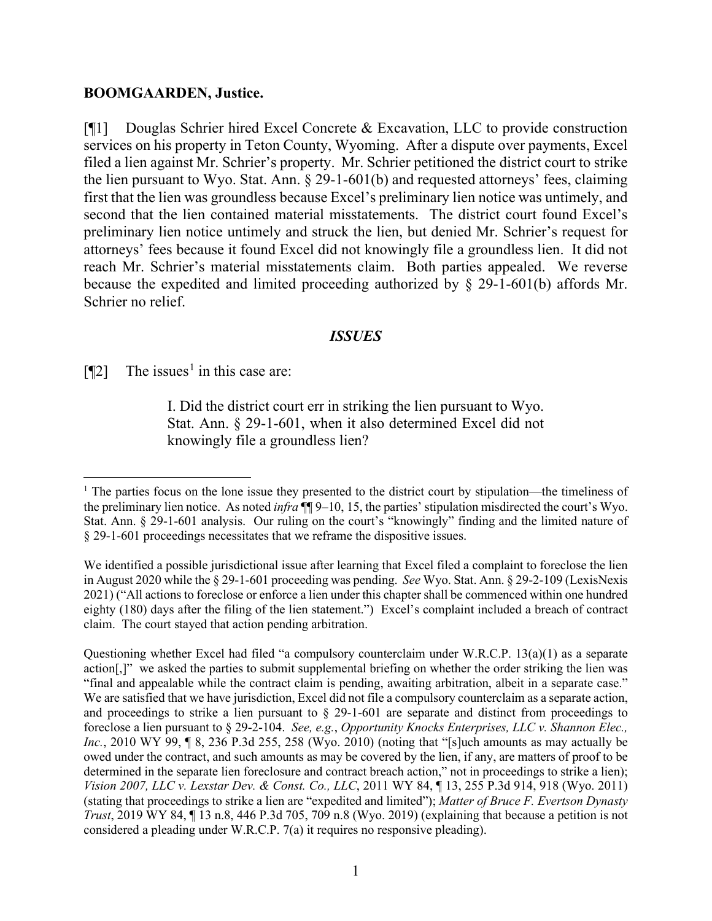**BOOMGAARDEN, Justice.**

[¶1] Douglas Schrier hired Excel Concrete & Excavation, LLC to provide construction services on his property in Teton County, Wyoming. After a dispute over payments, Excel filed a lien against Mr. Schrier's property. Mr. Schrier petitioned the district court to strike the lien pursuant to Wyo. Stat. Ann. § 29-1-601(b) and requested attorneys' fees, claiming first that the lien was groundless because Excel's preliminary lien notice was untimely, and second that the lien contained material misstatements. The district court found Excel's preliminary lien notice untimely and struck the lien, but denied Mr. Schrier's request for attorneys' fees because it found Excel did not knowingly file a groundless lien. It did not reach Mr. Schrier's material misstatements claim. Both parties appealed. We reverse because the expedited and limited proceeding authorized by § 29-1-601(b) affords Mr. Schrier no relief.

## *ISSUES*

[¶2] The issues[1] in this case are:

> I. Did the district court err in striking the lien pursuant to Wyo. Stat. Ann. § 29-1-601, when it also determined Excel did not knowingly file a groundless lien?

---

[1] The parties focus on the lone issue they presented to the district court by stipulation—the timeliness of the preliminary lien notice. As noted *infra* ¶¶ 9–10, 15, the parties' stipulation misdirected the court's Wyo. Stat. Ann. § 29-1-601 analysis. Our ruling on the court's "knowingly" finding and the limited nature of § 29-1-601 proceedings necessitates that we reframe the dispositive issues.

We identified a possible jurisdictional issue after learning that Excel filed a complaint to foreclose the lien in August 2020 while the § 29-1-601 proceeding was pending. *See* Wyo. Stat. Ann. § 29-2-109 (LexisNexis 2021) ("All actions to foreclose or enforce a lien under this chapter shall be commenced within one hundred eighty (180) days after the filing of the lien statement.") Excel's complaint included a breach of contract claim. The court stayed that action pending arbitration.

Questioning whether Excel had filed "a compulsory counterclaim under W.R.C.P. 13(a)(1) as a separate action[,]" we asked the parties to submit supplemental briefing on whether the order striking the lien was "final and appealable while the contract claim is pending, awaiting arbitration, albeit in a separate case." We are satisfied that we have jurisdiction, Excel did not file a compulsory counterclaim as a separate action, and proceedings to strike a lien pursuant to § 29-1-601 are separate and distinct from proceedings to foreclose a lien pursuant to § 29-2-104. *See, e.g.*, *Opportunity Knocks Enterprises, LLC v. Shannon Elec., Inc.*, 2010 WY 99, ¶ 8, 236 P.3d 255, 258 (Wyo. 2010) (noting that "[s]uch amounts as may actually be owed under the contract, and such amounts as may be covered by the lien, if any, are matters of proof to be determined in the separate lien foreclosure and contract breach action," not in proceedings to strike a lien); *Vision 2007, LLC v. Lexstar Dev. & Const. Co., LLC*, 2011 WY 84, ¶ 13, 255 P.3d 914, 918 (Wyo. 2011) (stating that proceedings to strike a lien are "expedited and limited"); *Matter of Bruce F. Evertson Dynasty Trust*, 2019 WY 84, ¶ 13 n.8, 446 P.3d 705, 709 n.8 (Wyo. 2019) (explaining that because a petition is not considered a pleading under W.R.C.P. 7(a) it requires no responsive pleading).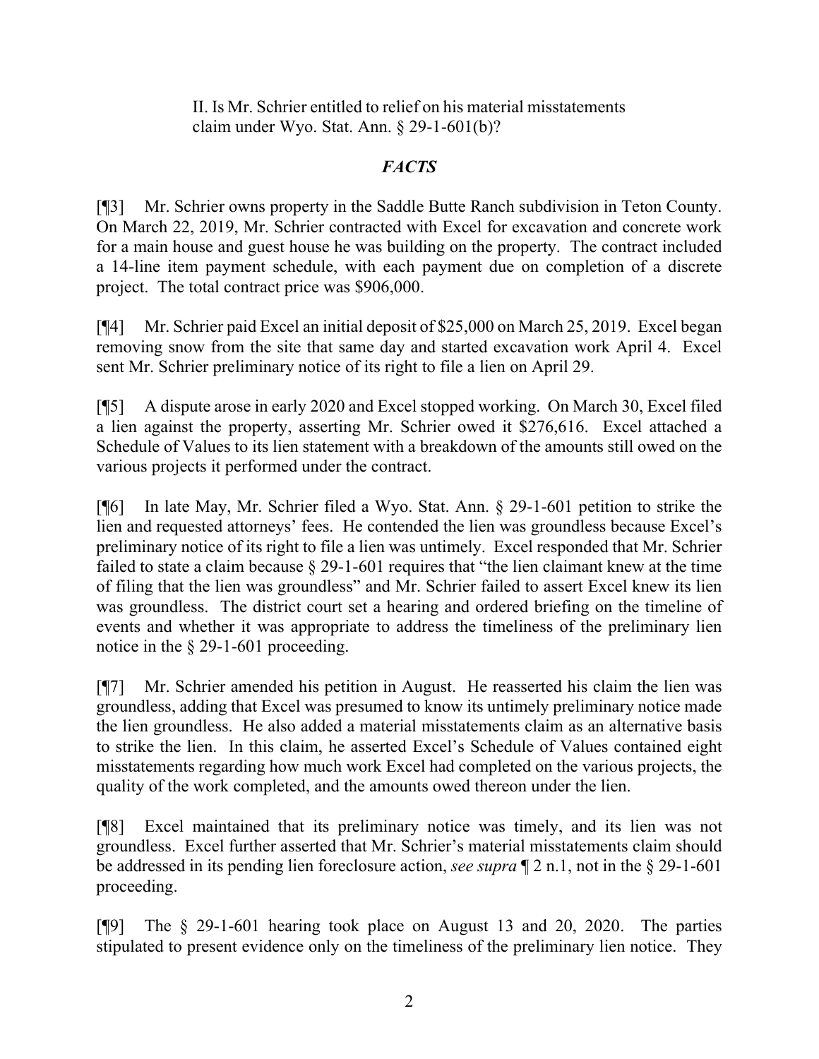II. Is Mr. Schrier entitled to relief on his material misstatements claim under Wyo. Stat. Ann. § 29-1-601(b)?

## *FACTS*

[¶3] Mr. Schrier owns property in the Saddle Butte Ranch subdivision in Teton County. On March 22, 2019, Mr. Schrier contracted with Excel for excavation and concrete work for a main house and guest house he was building on the property. The contract included a 14-line item payment schedule, with each payment due on completion of a discrete project. The total contract price was $906,000.

[¶4] Mr. Schrier paid Excel an initial deposit of $25,000 on March 25, 2019. Excel began removing snow from the site that same day and started excavation work April 4. Excel sent Mr. Schrier preliminary notice of its right to file a lien on April 29.

[¶5] A dispute arose in early 2020 and Excel stopped working. On March 30, Excel filed a lien against the property, asserting Mr. Schrier owed it $276,616. Excel attached a Schedule of Values to its lien statement with a breakdown of the amounts still owed on the various projects it performed under the contract.

[¶6] In late May, Mr. Schrier filed a Wyo. Stat. Ann. § 29-1-601 petition to strike the lien and requested attorneys' fees. He contended the lien was groundless because Excel's preliminary notice of its right to file a lien was untimely. Excel responded that Mr. Schrier failed to state a claim because § 29-1-601 requires that "the lien claimant knew at the time of filing that the lien was groundless" and Mr. Schrier failed to assert Excel knew its lien was groundless. The district court set a hearing and ordered briefing on the timeline of events and whether it was appropriate to address the timeliness of the preliminary lien notice in the § 29-1-601 proceeding.

[¶7] Mr. Schrier amended his petition in August. He reasserted his claim the lien was groundless, adding that Excel was presumed to know its untimely preliminary notice made the lien groundless. He also added a material misstatements claim as an alternative basis to strike the lien. In this claim, he asserted Excel's Schedule of Values contained eight misstatements regarding how much work Excel had completed on the various projects, the quality of the work completed, and the amounts owed thereon under the lien.

[¶8] Excel maintained that its preliminary notice was timely, and its lien was not groundless. Excel further asserted that Mr. Schrier's material misstatements claim should be addressed in its pending lien foreclosure action, *see supra* ¶ 2 n.1, not in the § 29-1-601 proceeding.

[¶9] The § 29-1-601 hearing took place on August 13 and 20, 2020. The parties stipulated to present evidence only on the timeliness of the preliminary lien notice. They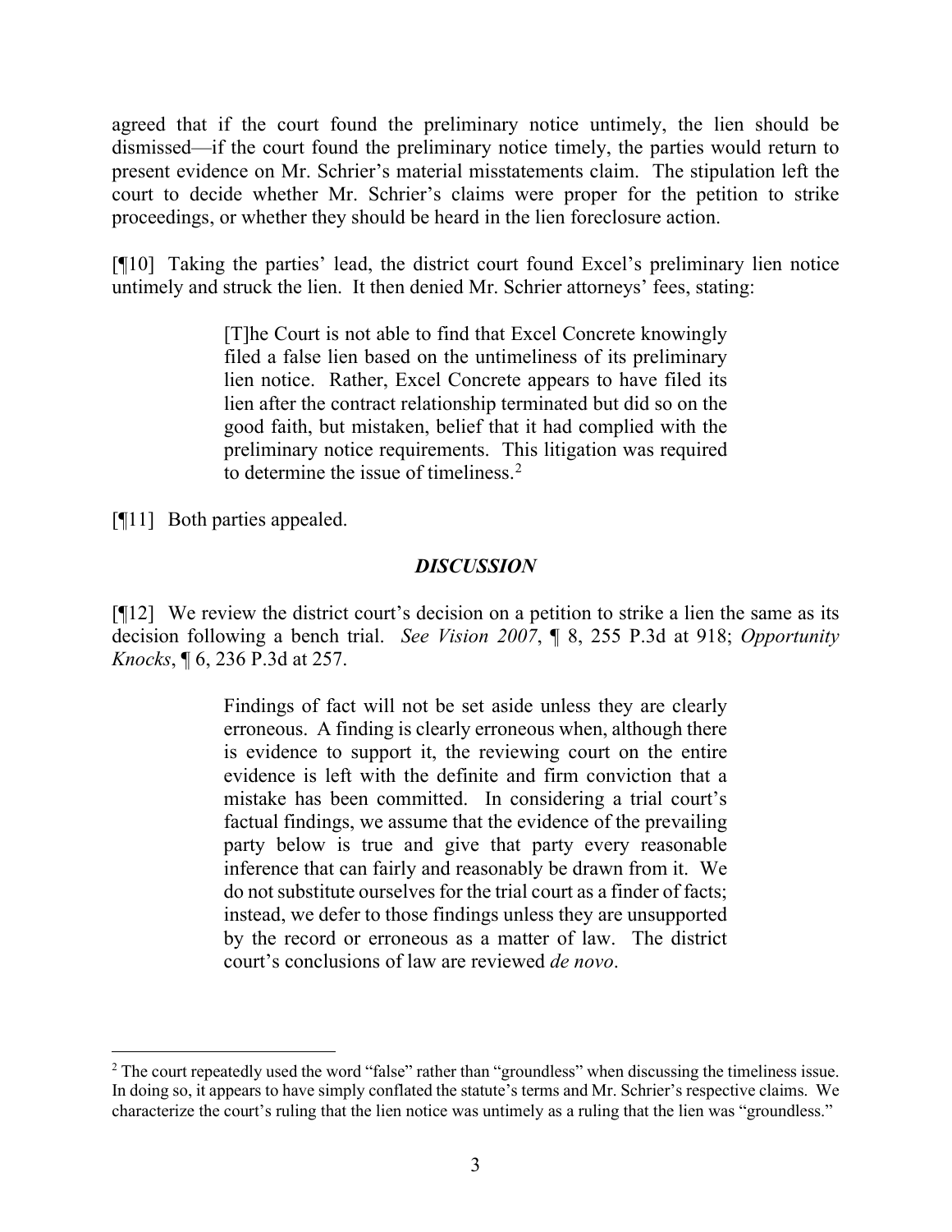agreed that if the court found the preliminary notice untimely, the lien should be dismissed—if the court found the preliminary notice timely, the parties would return to present evidence on Mr. Schrier's material misstatements claim. The stipulation left the court to decide whether Mr. Schrier's claims were proper for the petition to strike proceedings, or whether they should be heard in the lien foreclosure action.

[¶10] Taking the parties' lead, the district court found Excel's preliminary lien notice untimely and struck the lien. It then denied Mr. Schrier attorneys' fees, stating:

> [T]he Court is not able to find that Excel Concrete knowingly filed a false lien based on the untimeliness of its preliminary lien notice. Rather, Excel Concrete appears to have filed its lien after the contract relationship terminated but did so on the good faith, but mistaken, belief that it had complied with the preliminary notice requirements. This litigation was required to determine the issue of timeliness.[2]

[¶11] Both parties appealed.

## *DISCUSSION*

[¶12] We review the district court's decision on a petition to strike a lien the same as its decision following a bench trial. *See Vision 2007*, ¶ 8, 255 P.3d at 918; *Opportunity Knocks*, ¶ 6, 236 P.3d at 257.

> Findings of fact will not be set aside unless they are clearly erroneous. A finding is clearly erroneous when, although there is evidence to support it, the reviewing court on the entire evidence is left with the definite and firm conviction that a mistake has been committed. In considering a trial court's factual findings, we assume that the evidence of the prevailing party below is true and give that party every reasonable inference that can fairly and reasonably be drawn from it. We do not substitute ourselves for the trial court as a finder of facts; instead, we defer to those findings unless they are unsupported by the record or erroneous as a matter of law. The district court's conclusions of law are reviewed *de novo*.

---

[2] The court repeatedly used the word "false" rather than "groundless" when discussing the timeliness issue. In doing so, it appears to have simply conflated the statute's terms and Mr. Schrier's respective claims. We characterize the court's ruling that the lien notice was untimely as a ruling that the lien was "groundless."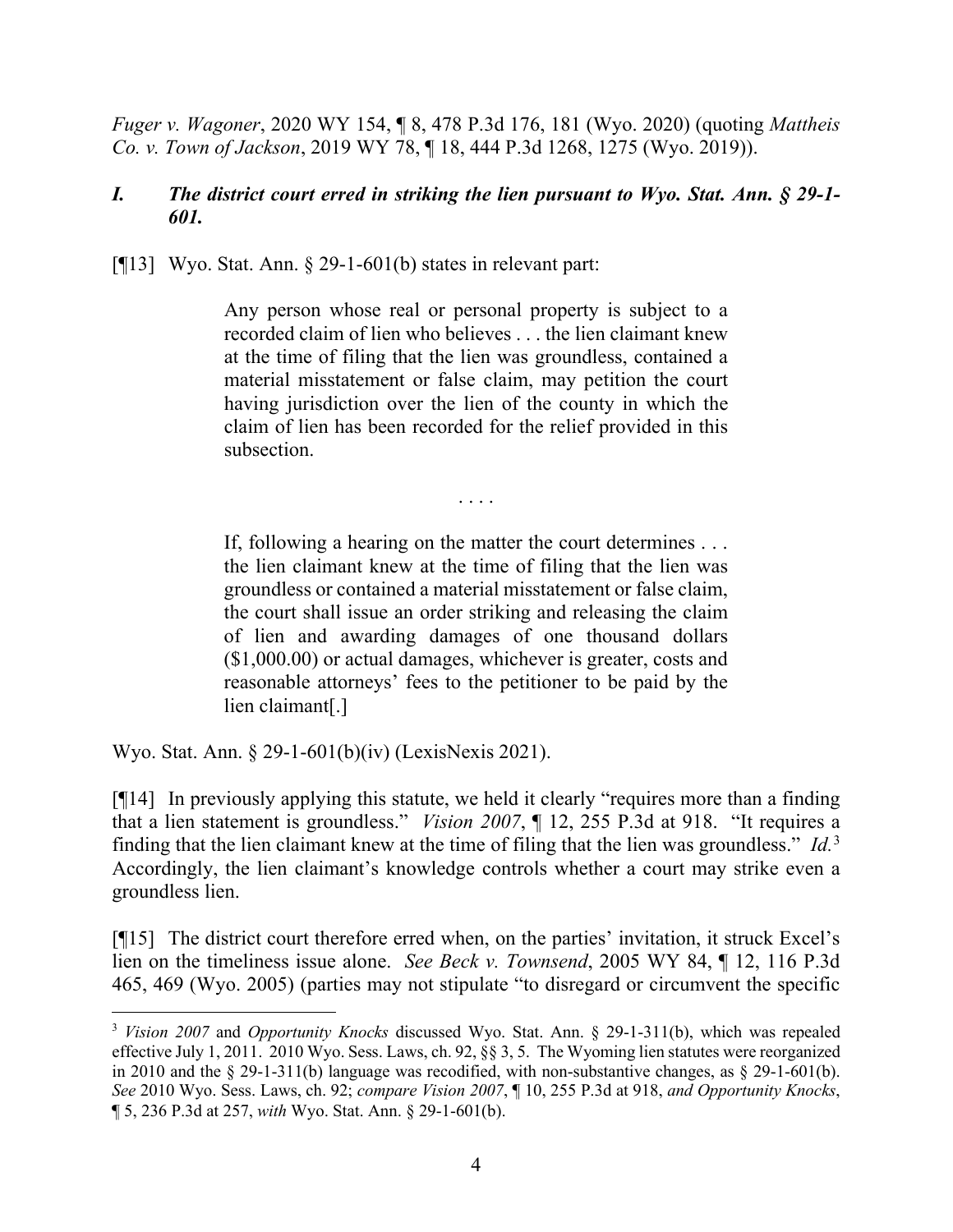*Fuger v. Wagoner*, 2020 WY 154, ¶ 8, 478 P.3d 176, 181 (Wyo. 2020) (quoting *Mattheis Co. v. Town of Jackson*, 2019 WY 78, ¶ 18, 444 P.3d 1268, 1275 (Wyo. 2019)).

### *I. The district court erred in striking the lien pursuant to Wyo. Stat. Ann. § 29-1-601.*

[¶13] Wyo. Stat. Ann. § 29-1-601(b) states in relevant part:

> Any person whose real or personal property is subject to a recorded claim of lien who believes . . . the lien claimant knew at the time of filing that the lien was groundless, contained a material misstatement or false claim, may petition the court having jurisdiction over the lien of the county in which the claim of lien has been recorded for the relief provided in this subsection.
>
> . . . .
>
> If, following a hearing on the matter the court determines . . . the lien claimant knew at the time of filing that the lien was groundless or contained a material misstatement or false claim, the court shall issue an order striking and releasing the claim of lien and awarding damages of one thousand dollars ($1,000.00) or actual damages, whichever is greater, costs and reasonable attorneys' fees to the petitioner to be paid by the lien claimant[.]

Wyo. Stat. Ann. § 29-1-601(b)(iv) (LexisNexis 2021).

[¶14] In previously applying this statute, we held it clearly "requires more than a finding that a lien statement is groundless." *Vision 2007*, ¶ 12, 255 P.3d at 918. "It requires a finding that the lien claimant knew at the time of filing that the lien was groundless." *Id.*[3] Accordingly, the lien claimant's knowledge controls whether a court may strike even a groundless lien.

[¶15] The district court therefore erred when, on the parties' invitation, it struck Excel's lien on the timeliness issue alone. *See Beck v. Townsend*, 2005 WY 84, ¶ 12, 116 P.3d 465, 469 (Wyo. 2005) (parties may not stipulate "to disregard or circumvent the specific

---

[3] *Vision 2007* and *Opportunity Knocks* discussed Wyo. Stat. Ann. § 29-1-311(b), which was repealed effective July 1, 2011. 2010 Wyo. Sess. Laws, ch. 92, §§ 3, 5. The Wyoming lien statutes were reorganized in 2010 and the § 29-1-311(b) language was recodified, with non-substantive changes, as § 29-1-601(b). *See* 2010 Wyo. Sess. Laws, ch. 92; *compare Vision 2007*, ¶ 10, 255 P.3d at 918, *and Opportunity Knocks*, ¶ 5, 236 P.3d at 257, *with* Wyo. Stat. Ann. § 29-1-601(b).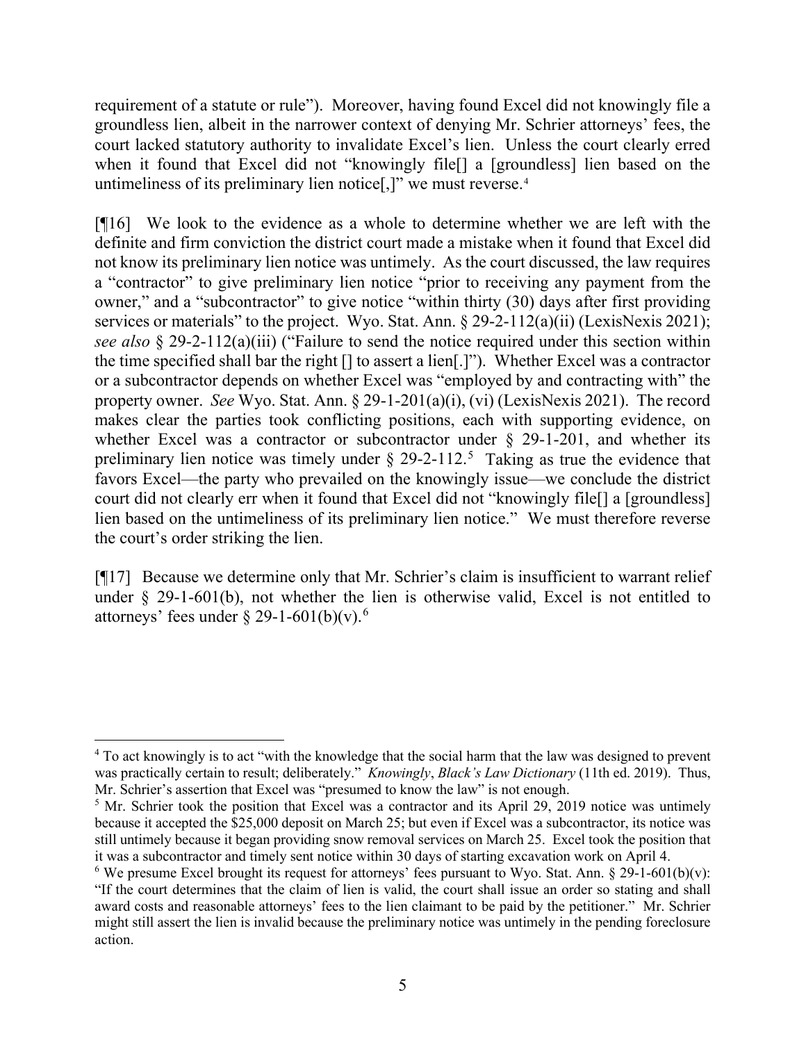requirement of a statute or rule"). Moreover, having found Excel did not knowingly file a groundless lien, albeit in the narrower context of denying Mr. Schrier attorneys' fees, the court lacked statutory authority to invalidate Excel's lien. Unless the court clearly erred when it found that Excel did not "knowingly file[] a [groundless] lien based on the untimeliness of its preliminary lien notice[,]" we must reverse.[4]

[¶16] We look to the evidence as a whole to determine whether we are left with the definite and firm conviction the district court made a mistake when it found that Excel did not know its preliminary lien notice was untimely. As the court discussed, the law requires a "contractor" to give preliminary lien notice "prior to receiving any payment from the owner," and a "subcontractor" to give notice "within thirty (30) days after first providing services or materials" to the project. Wyo. Stat. Ann. § 29-2-112(a)(ii) (LexisNexis 2021); *see also* § 29-2-112(a)(iii) ("Failure to send the notice required under this section within the time specified shall bar the right [] to assert a lien[.]"). Whether Excel was a contractor or a subcontractor depends on whether Excel was "employed by and contracting with" the property owner. *See* Wyo. Stat. Ann. § 29-1-201(a)(i), (vi) (LexisNexis 2021). The record makes clear the parties took conflicting positions, each with supporting evidence, on whether Excel was a contractor or subcontractor under § 29-1-201, and whether its preliminary lien notice was timely under § 29-2-112.[5] Taking as true the evidence that favors Excel—the party who prevailed on the knowingly issue—we conclude the district court did not clearly err when it found that Excel did not "knowingly file[] a [groundless] lien based on the untimeliness of its preliminary lien notice." We must therefore reverse the court's order striking the lien.

[¶17] Because we determine only that Mr. Schrier's claim is insufficient to warrant relief under § 29-1-601(b), not whether the lien is otherwise valid, Excel is not entitled to attorneys' fees under § 29-1-601(b)(v).[6]

---

[4] To act knowingly is to act "with the knowledge that the social harm that the law was designed to prevent was practically certain to result; deliberately." *Knowingly*, *Black's Law Dictionary* (11th ed. 2019). Thus, Mr. Schrier's assertion that Excel was "presumed to know the law" is not enough.

[5] Mr. Schrier took the position that Excel was a contractor and its April 29, 2019 notice was untimely because it accepted the $25,000 deposit on March 25; but even if Excel was a subcontractor, its notice was still untimely because it began providing snow removal services on March 25. Excel took the position that it was a subcontractor and timely sent notice within 30 days of starting excavation work on April 4.

[6] We presume Excel brought its request for attorneys' fees pursuant to Wyo. Stat. Ann. § 29-1-601(b)(v): "If the court determines that the claim of lien is valid, the court shall issue an order so stating and shall award costs and reasonable attorneys' fees to the lien claimant to be paid by the petitioner." Mr. Schrier might still assert the lien is invalid because the preliminary notice was untimely in the pending foreclosure action.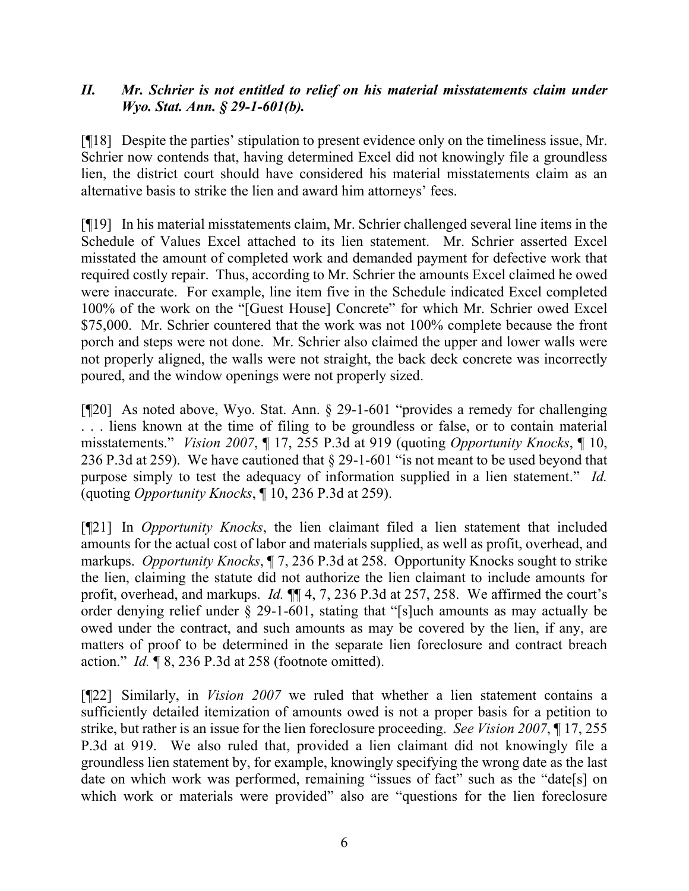## *II. Mr. Schrier is not entitled to relief on his material misstatements claim under Wyo. Stat. Ann. § 29-1-601(b).*

[¶18] Despite the parties' stipulation to present evidence only on the timeliness issue, Mr. Schrier now contends that, having determined Excel did not knowingly file a groundless lien, the district court should have considered his material misstatements claim as an alternative basis to strike the lien and award him attorneys' fees.

[¶19] In his material misstatements claim, Mr. Schrier challenged several line items in the Schedule of Values Excel attached to its lien statement. Mr. Schrier asserted Excel misstated the amount of completed work and demanded payment for defective work that required costly repair. Thus, according to Mr. Schrier the amounts Excel claimed he owed were inaccurate. For example, line item five in the Schedule indicated Excel completed 100% of the work on the "[Guest House] Concrete" for which Mr. Schrier owed Excel $75,000. Mr. Schrier countered that the work was not 100% complete because the front porch and steps were not done. Mr. Schrier also claimed the upper and lower walls were not properly aligned, the walls were not straight, the back deck concrete was incorrectly poured, and the window openings were not properly sized.

[¶20] As noted above, Wyo. Stat. Ann. § 29-1-601 "provides a remedy for challenging . . . liens known at the time of filing to be groundless or false, or to contain material misstatements." *Vision 2007*, ¶ 17, 255 P.3d at 919 (quoting *Opportunity Knocks*, ¶ 10, 236 P.3d at 259). We have cautioned that § 29-1-601 "is not meant to be used beyond that purpose simply to test the adequacy of information supplied in a lien statement." *Id.* (quoting *Opportunity Knocks*, ¶ 10, 236 P.3d at 259).

[¶21] In *Opportunity Knocks*, the lien claimant filed a lien statement that included amounts for the actual cost of labor and materials supplied, as well as profit, overhead, and markups. *Opportunity Knocks*, ¶ 7, 236 P.3d at 258. Opportunity Knocks sought to strike the lien, claiming the statute did not authorize the lien claimant to include amounts for profit, overhead, and markups. *Id.* ¶¶ 4, 7, 236 P.3d at 257, 258. We affirmed the court's order denying relief under § 29-1-601, stating that "[s]uch amounts as may actually be owed under the contract, and such amounts as may be covered by the lien, if any, are matters of proof to be determined in the separate lien foreclosure and contract breach action." *Id.* ¶ 8, 236 P.3d at 258 (footnote omitted).

[¶22] Similarly, in *Vision 2007* we ruled that whether a lien statement contains a sufficiently detailed itemization of amounts owed is not a proper basis for a petition to strike, but rather is an issue for the lien foreclosure proceeding. *See Vision 2007*, ¶ 17, 255 P.3d at 919. We also ruled that, provided a lien claimant did not knowingly file a groundless lien statement by, for example, knowingly specifying the wrong date as the last date on which work was performed, remaining "issues of fact" such as the "date[s] on which work or materials were provided" also are "questions for the lien foreclosure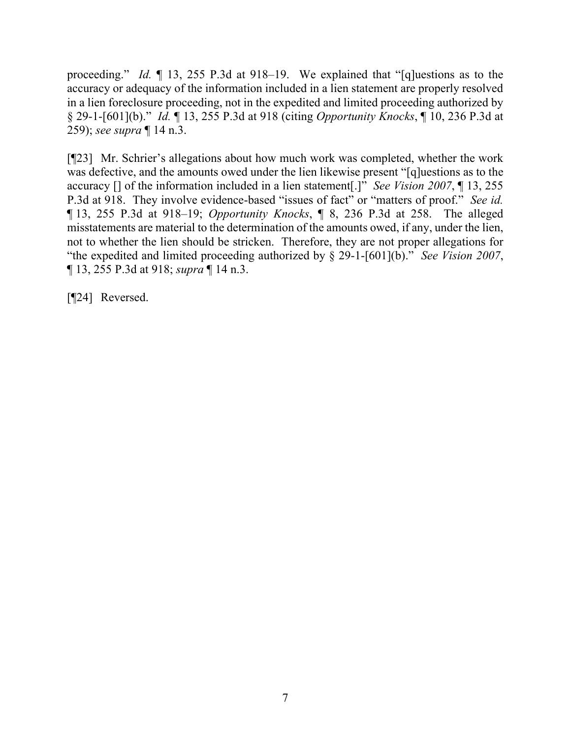proceeding." *Id.* ¶ 13, 255 P.3d at 918–19. We explained that "[q]uestions as to the accuracy or adequacy of the information included in a lien statement are properly resolved in a lien foreclosure proceeding, not in the expedited and limited proceeding authorized by § 29-1-[601](b)." *Id.* ¶ 13, 255 P.3d at 918 (citing *Opportunity Knocks*, ¶ 10, 236 P.3d at 259); *see supra* ¶ 14 n.3.

[¶23] Mr. Schrier's allegations about how much work was completed, whether the work was defective, and the amounts owed under the lien likewise present "[q]uestions as to the accuracy [] of the information included in a lien statement[.]" *See Vision 2007*, ¶ 13, 255 P.3d at 918. They involve evidence-based "issues of fact" or "matters of proof." *See id.* ¶ 13, 255 P.3d at 918–19; *Opportunity Knocks*, ¶ 8, 236 P.3d at 258. The alleged misstatements are material to the determination of the amounts owed, if any, under the lien, not to whether the lien should be stricken. Therefore, they are not proper allegations for "the expedited and limited proceeding authorized by § 29-1-[601](b)." *See Vision 2007*, ¶ 13, 255 P.3d at 918; *supra* ¶ 14 n.3.

[¶24] Reversed.